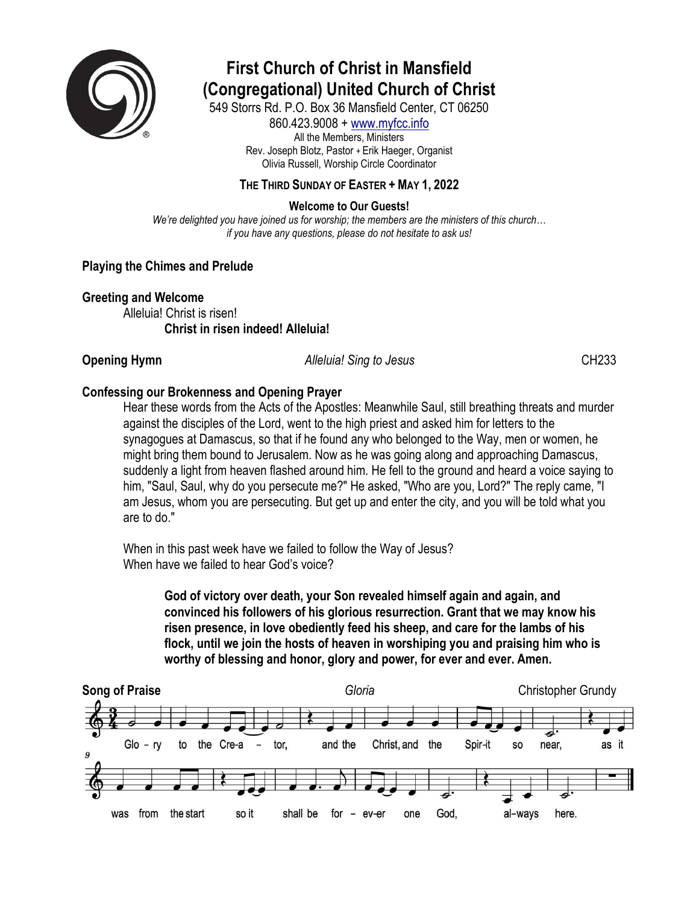# First Church of Christ in Mansfield (Congregational) United Church of Christ

549 Storrs Rd. P.O. Box 36 Mansfield Center, CT 06250
860.423.9008 + www.myfcc.info
All the Members, Ministers
Rev. Joseph Blotz, Pastor + Erik Haeger, Organist
Olivia Russell, Worship Circle Coordinator

**THE THIRD SUNDAY OF EASTER + MAY 1, 2022**

**Welcome to Our Guests!**
*We're delighted you have joined us for worship; the members are the ministers of this church… if you have any questions, please do not hesitate to ask us!*

**Playing the Chimes and Prelude**

**Greeting and Welcome**

Alleluia! Christ is risen!
**Christ in risen indeed! Alleluia!**

**Opening Hymn** *Alleluia! Sing to Jesus* CH233

**Confessing our Brokenness and Opening Prayer**

Hear these words from the Acts of the Apostles: Meanwhile Saul, still breathing threats and murder against the disciples of the Lord, went to the high priest and asked him for letters to the synagogues at Damascus, so that if he found any who belonged to the Way, men or women, he might bring them bound to Jerusalem. Now as he was going along and approaching Damascus, suddenly a light from heaven flashed around him. He fell to the ground and heard a voice saying to him, "Saul, Saul, why do you persecute me?" He asked, "Who are you, Lord?" The reply came, "I am Jesus, whom you are persecuting. But get up and enter the city, and you will be told what you are to do."

When in this past week have we failed to follow the Way of Jesus?
When have we failed to hear God's voice?

**God of victory over death, your Son revealed himself again and again, and convinced his followers of his glorious resurrection. Grant that we may know his risen presence, in love obediently feed his sheep, and care for the lambs of his flock, until we join the hosts of heaven in worshiping you and praising him who is worthy of blessing and honor, glory and power, for ever and ever. Amen.**

**Song of Praise** *Gloria* Christopher Grundy

Glo – ry to the Cre-a – tor, and the Christ, and the Spir-it so near, as it was from the start so it shall be for – ev-er one God, al-ways here.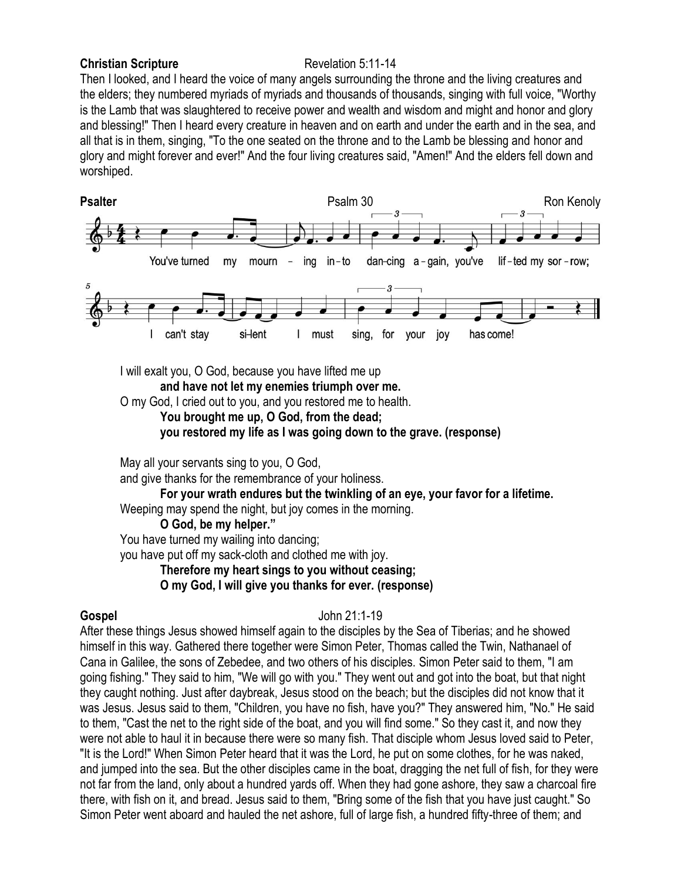**Christian Scripture** Revelation 5:11-14

Then I looked, and I heard the voice of many angels surrounding the throne and the living creatures and the elders; they numbered myriads of myriads and thousands of thousands, singing with full voice, "Worthy is the Lamb that was slaughtered to receive power and wealth and wisdom and might and honor and glory and blessing!" Then I heard every creature in heaven and on earth and under the earth and in the sea, and all that is in them, singing, "To the one seated on the throne and to the Lamb be blessing and honor and glory and might forever and ever!" And the four living creatures said, "Amen!" And the elders fell down and worshiped.

**Psalter** Psalm 30 Ron Kenoly

You've turned my mourning into dancing again, you've lifted my sorrow; I can't stay silent I must sing, for your joy has come!

I will exalt you, O God, because you have lifted me up
**and have not let my enemies triumph over me.**
O my God, I cried out to you, and you restored me to health.
**You brought me up, O God, from the dead;**
**you restored my life as I was going down to the grave. (response)**

May all your servants sing to you, O God,
and give thanks for the remembrance of your holiness.
**For your wrath endures but the twinkling of an eye, your favor for a lifetime.**
Weeping may spend the night, but joy comes in the morning.
**O God, be my helper."**
You have turned my wailing into dancing;
you have put off my sack-cloth and clothed me with joy.
**Therefore my heart sings to you without ceasing;**
**O my God, I will give you thanks for ever. (response)**

**Gospel** John 21:1-19

After these things Jesus showed himself again to the disciples by the Sea of Tiberias; and he showed himself in this way. Gathered there together were Simon Peter, Thomas called the Twin, Nathanael of Cana in Galilee, the sons of Zebedee, and two others of his disciples. Simon Peter said to them, "I am going fishing." They said to him, "We will go with you." They went out and got into the boat, but that night they caught nothing. Just after daybreak, Jesus stood on the beach; but the disciples did not know that it was Jesus. Jesus said to them, "Children, you have no fish, have you?" They answered him, "No." He said to them, "Cast the net to the right side of the boat, and you will find some." So they cast it, and now they were not able to haul it in because there were so many fish. That disciple whom Jesus loved said to Peter, "It is the Lord!" When Simon Peter heard that it was the Lord, he put on some clothes, for he was naked, and jumped into the sea. But the other disciples came in the boat, dragging the net full of fish, for they were not far from the land, only about a hundred yards off. When they had gone ashore, they saw a charcoal fire there, with fish on it, and bread. Jesus said to them, "Bring some of the fish that you have just caught." So Simon Peter went aboard and hauled the net ashore, full of large fish, a hundred fifty-three of them; and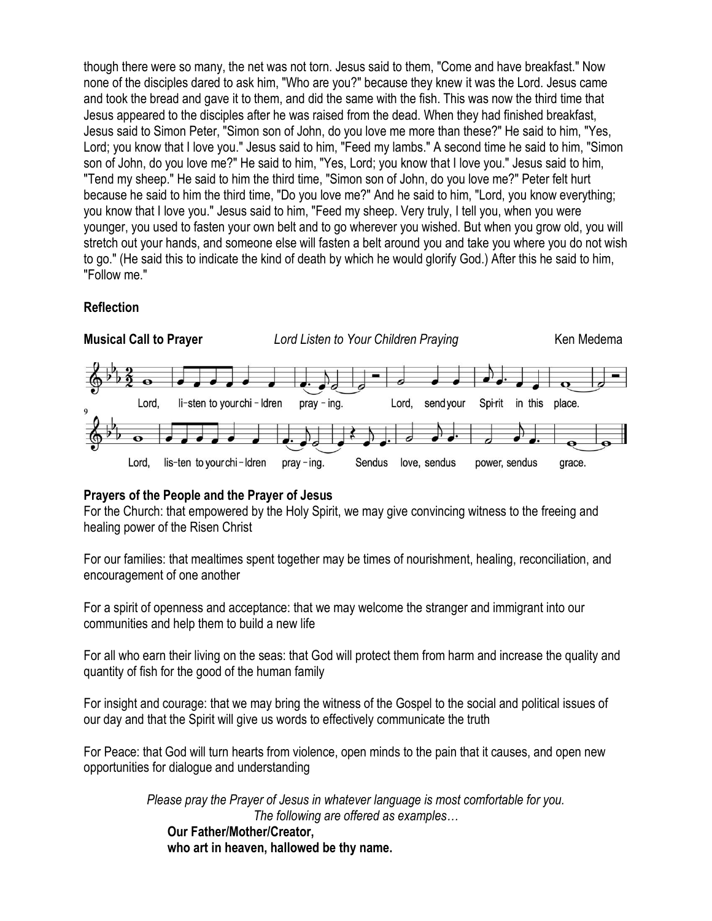though there were so many, the net was not torn. Jesus said to them, "Come and have breakfast." Now none of the disciples dared to ask him, "Who are you?" because they knew it was the Lord. Jesus came and took the bread and gave it to them, and did the same with the fish. This was now the third time that Jesus appeared to the disciples after he was raised from the dead. When they had finished breakfast, Jesus said to Simon Peter, "Simon son of John, do you love me more than these?" He said to him, "Yes, Lord; you know that I love you." Jesus said to him, "Feed my lambs." A second time he said to him, "Simon son of John, do you love me?" He said to him, "Yes, Lord; you know that I love you." Jesus said to him, "Tend my sheep." He said to him the third time, "Simon son of John, do you love me?" Peter felt hurt because he said to him the third time, "Do you love me?" And he said to him, "Lord, you know everything; you know that I love you." Jesus said to him, "Feed my sheep. Very truly, I tell you, when you were younger, you used to fasten your own belt and to go wherever you wished. But when you grow old, you will stretch out your hands, and someone else will fasten a belt around you and take you where you do not wish to go." (He said this to indicate the kind of death by which he would glorify God.) After this he said to him, "Follow me."

**Reflection**

**Musical Call to Prayer** *Lord Listen to Your Children Praying* Ken Medema

Lord, li-sten to your chi-ldren pray-ing. Lord, send your Spi-rit in this place.

Lord, lis-ten to your chi-ldren pray-ing. Send us love, send us power, send us grace.

**Prayers of the People and the Prayer of Jesus**

For the Church: that empowered by the Holy Spirit, we may give convincing witness to the freeing and healing power of the Risen Christ

For our families: that mealtimes spent together may be times of nourishment, healing, reconciliation, and encouragement of one another

For a spirit of openness and acceptance: that we may welcome the stranger and immigrant into our communities and help them to build a new life

For all who earn their living on the seas: that God will protect them from harm and increase the quality and quantity of fish for the good of the human family

For insight and courage: that we may bring the witness of the Gospel to the social and political issues of our day and that the Spirit will give us words to effectively communicate the truth

For Peace: that God will turn hearts from violence, open minds to the pain that it causes, and open new opportunities for dialogue and understanding

*Please pray the Prayer of Jesus in whatever language is most comfortable for you. The following are offered as examples…*

**Our Father/Mother/Creator,**
**who art in heaven, hallowed be thy name.**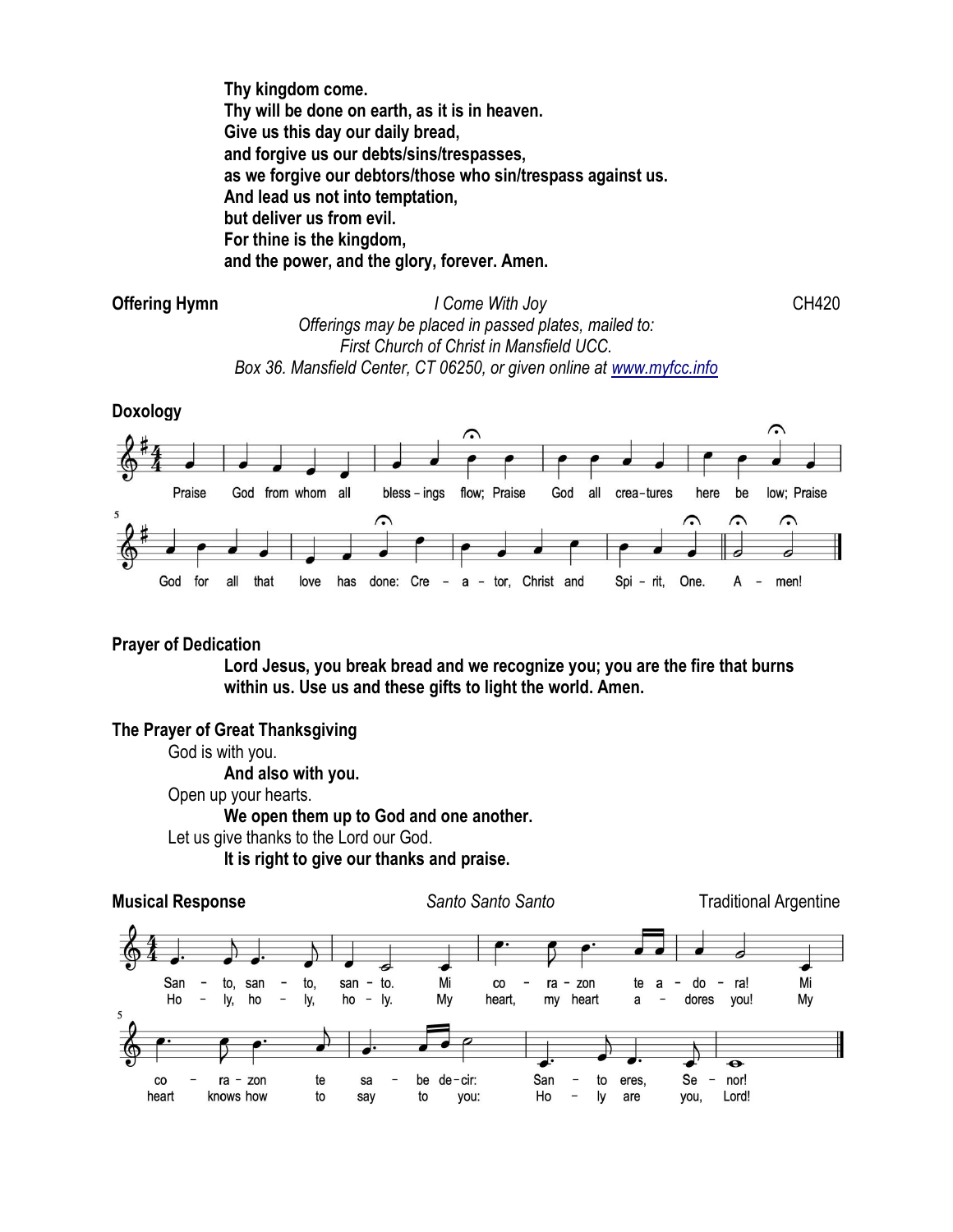**Thy kingdom come.**
**Thy will be done on earth, as it is in heaven.**
**Give us this day our daily bread,**
**and forgive us our debts/sins/trespasses,**
**as we forgive our debtors/those who sin/trespass against us.**
**And lead us not into temptation,**
**but deliver us from evil.**
**For thine is the kingdom,**
**and the power, and the glory, forever. Amen.**

**Offering Hymn** *I Come With Joy* CH420

*Offerings may be placed in passed plates, mailed to:*
*First Church of Christ in Mansfield UCC.*
*Box 36. Mansfield Center, CT 06250, or given online at [www.myfcc.info](http://www.myfcc.info)*

**Doxology**

Praise God from whom all blessings flow; Praise God all creatures here below; Praise God for all that love has done: Creator, Christ and Spirit, One. Amen!

**Prayer of Dedication**

**Lord Jesus, you break bread and we recognize you; you are the fire that burns within us. Use us and these gifts to light the world. Amen.**

**The Prayer of Great Thanksgiving**

God is with you.
**And also with you.**
Open up your hearts.
**We open them up to God and one another.**
Let us give thanks to the Lord our God.
**It is right to give our thanks and praise.**

**Musical Response** *Santo Santo Santo* Traditional Argentine

Santo, santo, santo. Mi corazon te adora! Mi corazon te sabe decir: Santo eres, Senor!

Holy, holy, holy. My heart, my heart adores you! My heart knows how to say to you: Holy are you, Lord!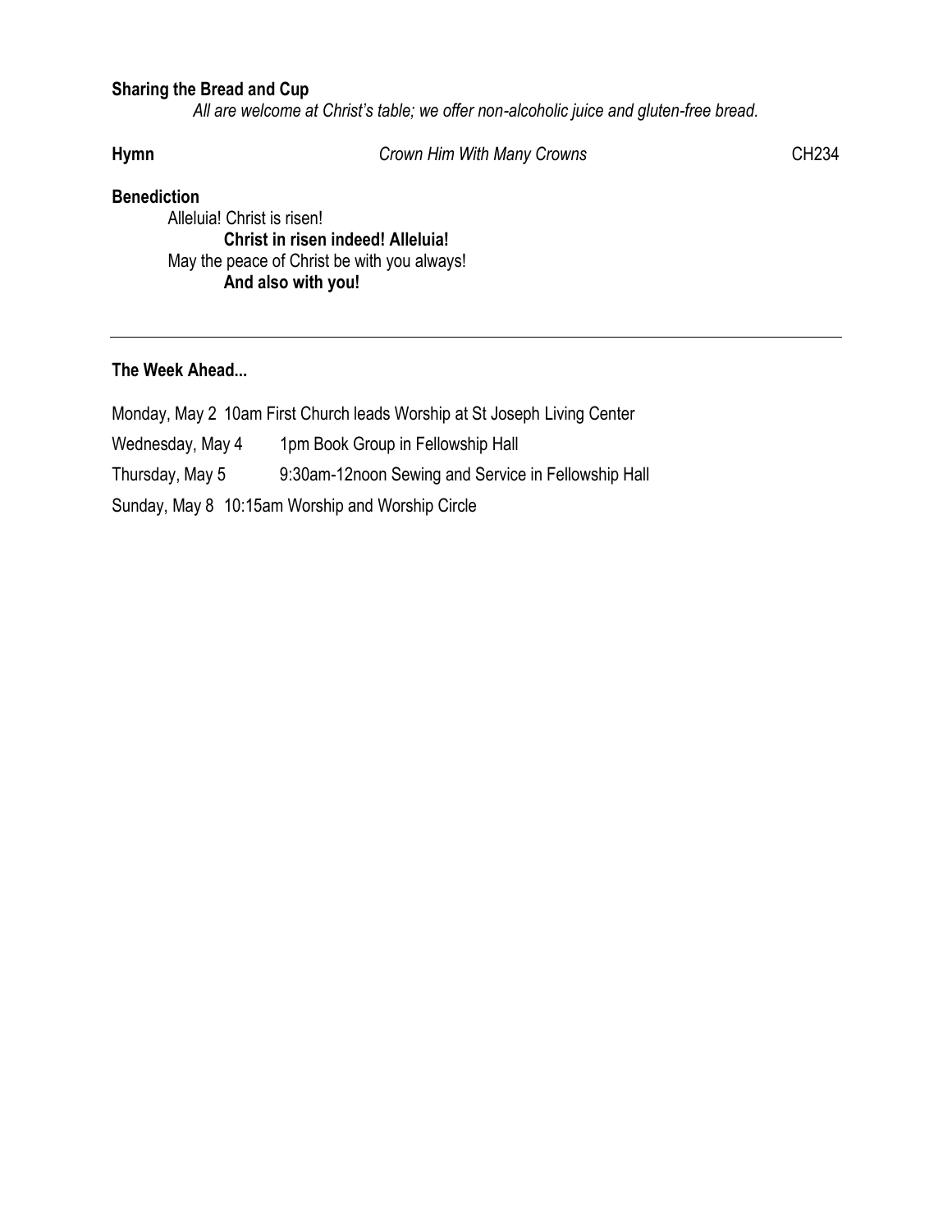**Sharing the Bread and Cup**

*All are welcome at Christ's table; we offer non-alcoholic juice and gluten-free bread.*

**Hymn** *Crown Him With Many Crowns* CH234

**Benediction**

Alleluia! Christ is risen!

**Christ in risen indeed! Alleluia!**

May the peace of Christ be with you always!

**And also with you!**

---

**The Week Ahead...**

Monday, May 2 10am First Church leads Worship at St Joseph Living Center

Wednesday, May 4 1pm Book Group in Fellowship Hall

Thursday, May 5 9:30am-12noon Sewing and Service in Fellowship Hall

Sunday, May 8 10:15am Worship and Worship Circle